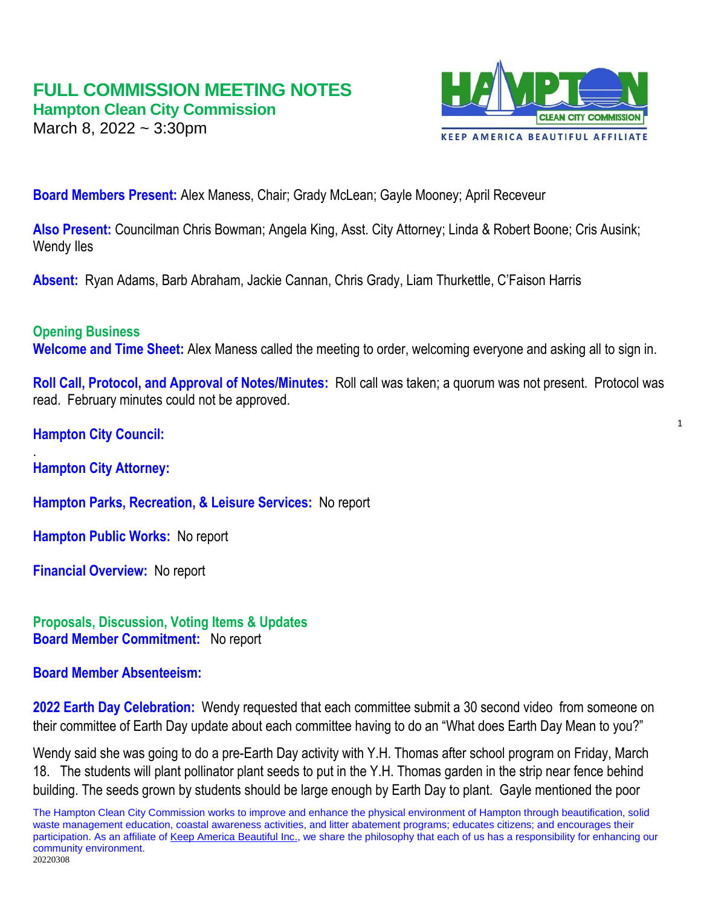# FULL COMMISSION MEETING NOTES

## Hampton Clean City Commission

March 8, 2022 ~ 3:30pm

**Board Members Present:** Alex Maness, Chair; Grady McLean; Gayle Mooney; April Receveur

**Also Present:** Councilman Chris Bowman; Angela King, Asst. City Attorney; Linda & Robert Boone; Cris Ausink; Wendy Iles

**Absent:** Ryan Adams, Barb Abraham, Jackie Cannan, Chris Grady, Liam Thurkettle, C'Faison Harris

### Opening Business

**Welcome and Time Sheet:** Alex Maness called the meeting to order, welcoming everyone and asking all to sign in.

**Roll Call, Protocol, and Approval of Notes/Minutes:** Roll call was taken; a quorum was not present. Protocol was read. February minutes could not be approved.

**Hampton City Council:**

.

**Hampton City Attorney:**

**Hampton Parks, Recreation, & Leisure Services:** No report

**Hampton Public Works:** No report

**Financial Overview:** No report

### Proposals, Discussion, Voting Items & Updates

**Board Member Commitment:** No report

**Board Member Absenteeism:**

**2022 Earth Day Celebration:** Wendy requested that each committee submit a 30 second video from someone on their committee of Earth Day update about each committee having to do an "What does Earth Day Mean to you?"

Wendy said she was going to do a pre-Earth Day activity with Y.H. Thomas after school program on Friday, March 18. The students will plant pollinator plant seeds to put in the Y.H. Thomas garden in the strip near fence behind building. The seeds grown by students should be large enough by Earth Day to plant. Gayle mentioned the poor

The Hampton Clean City Commission works to improve and enhance the physical environment of Hampton through beautification, solid waste management education, coastal awareness activities, and litter abatement programs; educates citizens; and encourages their participation. As an affiliate of Keep America Beautiful Inc., we share the philosophy that each of us has a responsibility for enhancing our community environment.

20220308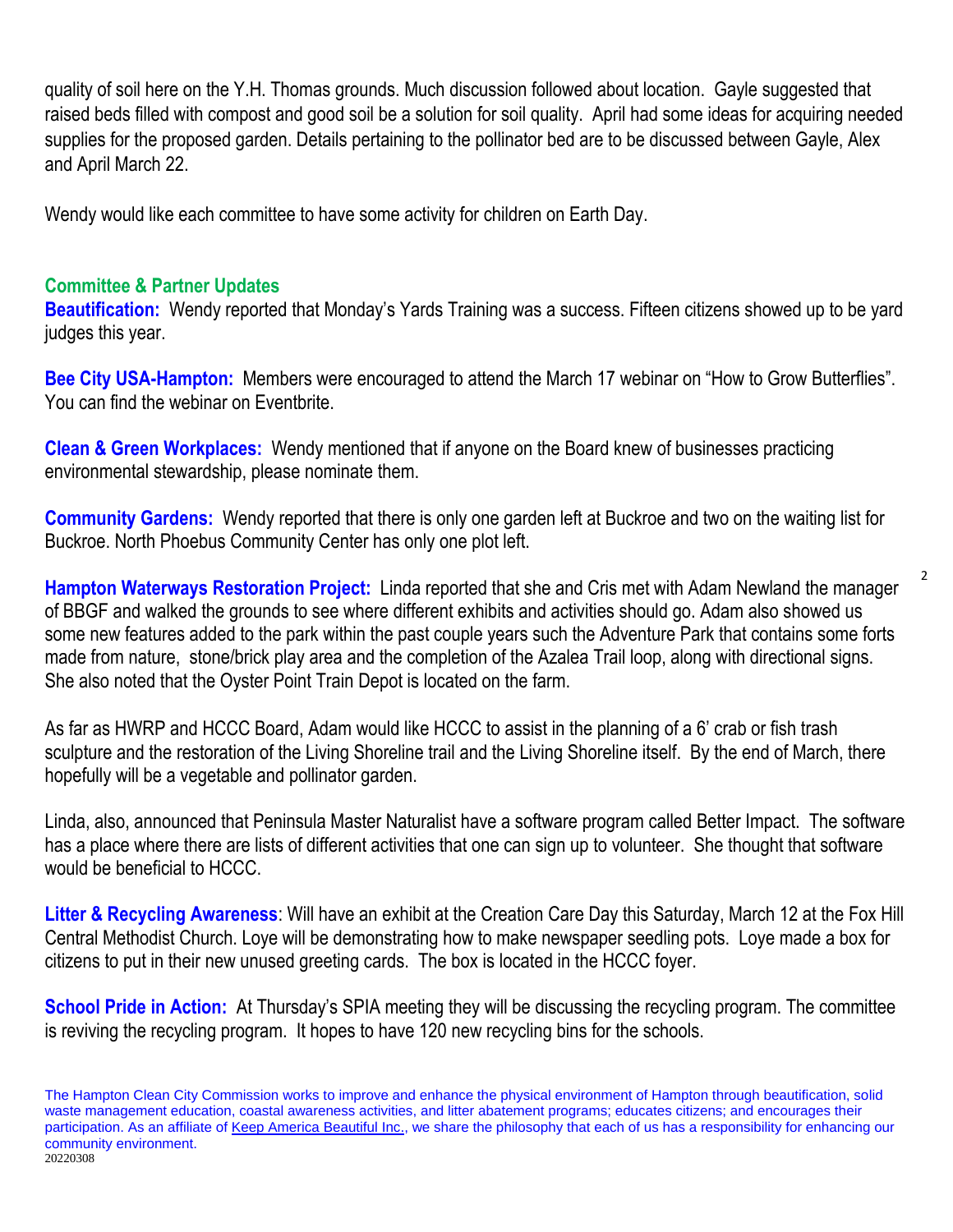quality of soil here on the Y.H. Thomas grounds. Much discussion followed about location. Gayle suggested that raised beds filled with compost and good soil be a solution for soil quality. April had some ideas for acquiring needed supplies for the proposed garden. Details pertaining to the pollinator bed are to be discussed between Gayle, Alex and April March 22.

Wendy would like each committee to have some activity for children on Earth Day.

## Committee & Partner Updates

**Beautification:** Wendy reported that Monday's Yards Training was a success. Fifteen citizens showed up to be yard judges this year.

**Bee City USA-Hampton:** Members were encouraged to attend the March 17 webinar on "How to Grow Butterflies". You can find the webinar on Eventbrite.

**Clean & Green Workplaces:** Wendy mentioned that if anyone on the Board knew of businesses practicing environmental stewardship, please nominate them.

**Community Gardens:** Wendy reported that there is only one garden left at Buckroe and two on the waiting list for Buckroe. North Phoebus Community Center has only one plot left.

**Hampton Waterways Restoration Project:** Linda reported that she and Cris met with Adam Newland the manager of BBGF and walked the grounds to see where different exhibits and activities should go. Adam also showed us some new features added to the park within the past couple years such the Adventure Park that contains some forts made from nature, stone/brick play area and the completion of the Azalea Trail loop, along with directional signs. She also noted that the Oyster Point Train Depot is located on the farm.

As far as HWRP and HCCC Board, Adam would like HCCC to assist in the planning of a 6' crab or fish trash sculpture and the restoration of the Living Shoreline trail and the Living Shoreline itself. By the end of March, there hopefully will be a vegetable and pollinator garden.

Linda, also, announced that Peninsula Master Naturalist have a software program called Better Impact. The software has a place where there are lists of different activities that one can sign up to volunteer. She thought that software would be beneficial to HCCC.

**Litter & Recycling Awareness**: Will have an exhibit at the Creation Care Day this Saturday, March 12 at the Fox Hill Central Methodist Church. Loye will be demonstrating how to make newspaper seedling pots. Loye made a box for citizens to put in their new unused greeting cards. The box is located in the HCCC foyer.

**School Pride in Action:** At Thursday's SPIA meeting they will be discussing the recycling program. The committee is reviving the recycling program. It hopes to have 120 new recycling bins for the schools.

The Hampton Clean City Commission works to improve and enhance the physical environment of Hampton through beautification, solid waste management education, coastal awareness activities, and litter abatement programs; educates citizens; and encourages their participation. As an affiliate of Keep America Beautiful Inc., we share the philosophy that each of us has a responsibility for enhancing our community environment.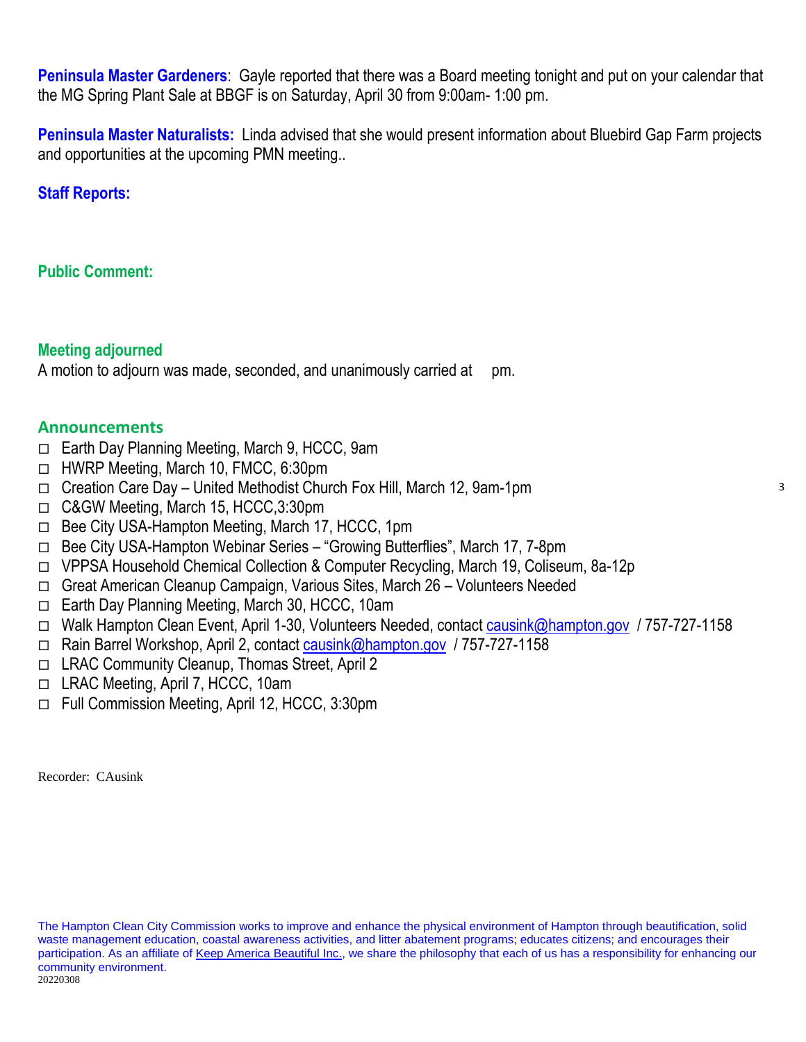**Peninsula Master Gardeners**: Gayle reported that there was a Board meeting tonight and put on your calendar that the MG Spring Plant Sale at BBGF is on Saturday, April 30 from 9:00am- 1:00 pm.

**Peninsula Master Naturalists:** Linda advised that she would present information about Bluebird Gap Farm projects and opportunities at the upcoming PMN meeting..

**Staff Reports:**

**Public Comment:**

**Meeting adjourned**

A motion to adjourn was made, seconded, and unanimously carried at pm.

## Announcements

- ☐ Earth Day Planning Meeting, March 9, HCCC, 9am
- ☐ HWRP Meeting, March 10, FMCC, 6:30pm
- ☐ Creation Care Day – United Methodist Church Fox Hill, March 12, 9am-1pm
- ☐ C&GW Meeting, March 15, HCCC,3:30pm
- ☐ Bee City USA-Hampton Meeting, March 17, HCCC, 1pm
- ☐ Bee City USA-Hampton Webinar Series – "Growing Butterflies", March 17, 7-8pm
- ☐ VPPSA Household Chemical Collection & Computer Recycling, March 19, Coliseum, 8a-12p
- ☐ Great American Cleanup Campaign, Various Sites, March 26 – Volunteers Needed
- ☐ Earth Day Planning Meeting, March 30, HCCC, 10am
- ☐ Walk Hampton Clean Event, April 1-30, Volunteers Needed, contact causink@hampton.gov / 757-727-1158
- ☐ Rain Barrel Workshop, April 2, contact causink@hampton.gov / 757-727-1158
- ☐ LRAC Community Cleanup, Thomas Street, April 2
- ☐ LRAC Meeting, April 7, HCCC, 10am
- ☐ Full Commission Meeting, April 12, HCCC, 3:30pm

Recorder: CAusink

The Hampton Clean City Commission works to improve and enhance the physical environment of Hampton through beautification, solid waste management education, coastal awareness activities, and litter abatement programs; educates citizens; and encourages their participation. As an affiliate of Keep America Beautiful Inc., we share the philosophy that each of us has a responsibility for enhancing our community environment.

20220308